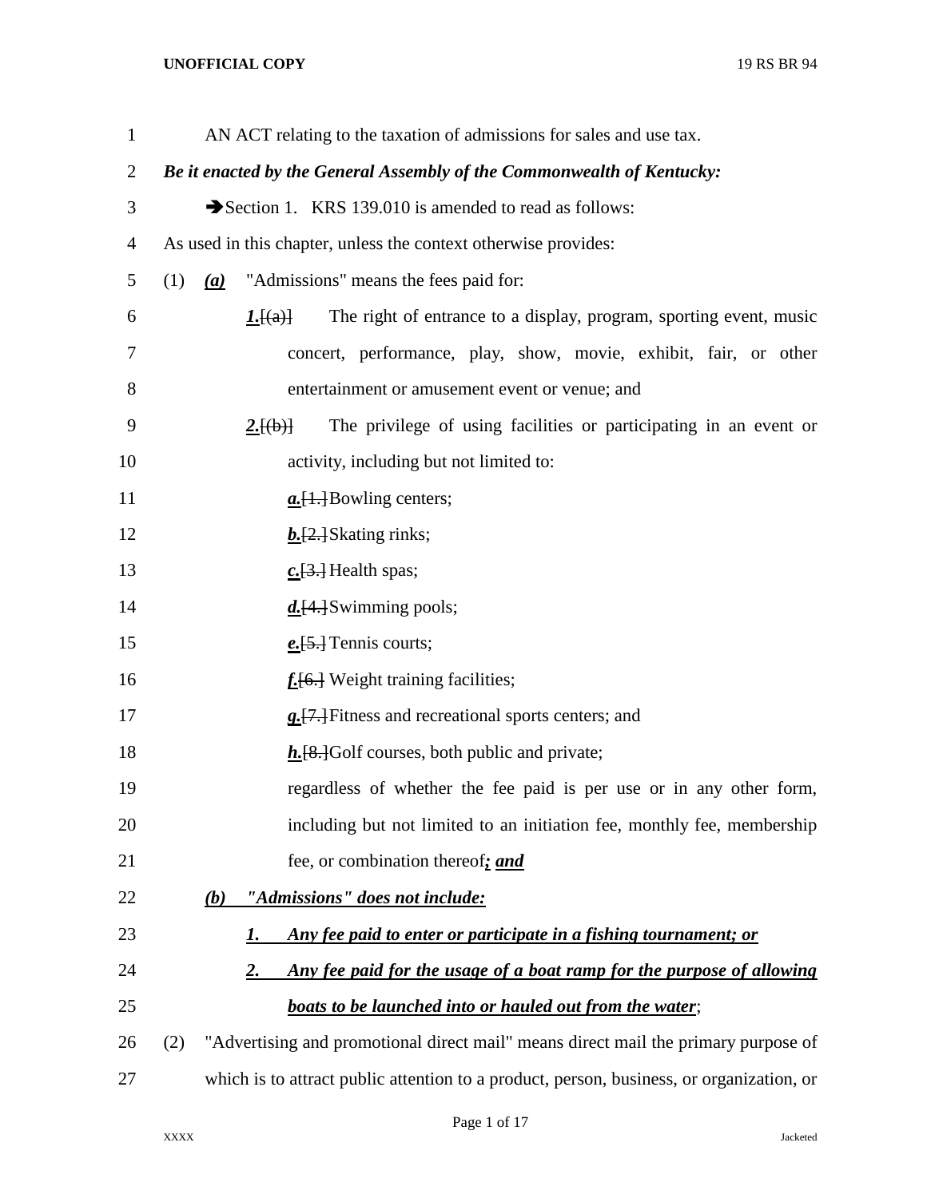AN ACT relating to the taxation of admissions for sales and use tax.

***Be it enacted by the General Assembly of the Commonwealth of Kentucky:***

➔Section 1. KRS 139.010 is amended to read as follows:

As used in this chapter, unless the context otherwise provides:

(1) ***(a)*** "Admissions" means the fees paid for:

***1.***[(a)] The right of entrance to a display, program, sporting event, music concert, performance, play, show, movie, exhibit, fair, or other entertainment or amusement event or venue; and

***2.***[(b)] The privilege of using facilities or participating in an event or activity, including but not limited to:

***a.***[1.]Bowling centers;

***b.***[2.]Skating rinks;

***c.***[3.] Health spas;

***d.***[4.]Swimming pools;

***e.***[5.] Tennis courts;

***f.***[6.] Weight training facilities;

***g.***[7.]Fitness and recreational sports centers; and

***h.***[8.]Golf courses, both public and private;

regardless of whether the fee paid is per use or in any other form, including but not limited to an initiation fee, monthly fee, membership fee, or combination thereof***; and***

***(b) "Admissions" does not include:***

***1. Any fee paid to enter or participate in a fishing tournament; or***

***2. Any fee paid for the usage of a boat ramp for the purpose of allowing boats to be launched into or hauled out from the water***;

(2) "Advertising and promotional direct mail" means direct mail the primary purpose of which is to attract public attention to a product, person, business, or organization, or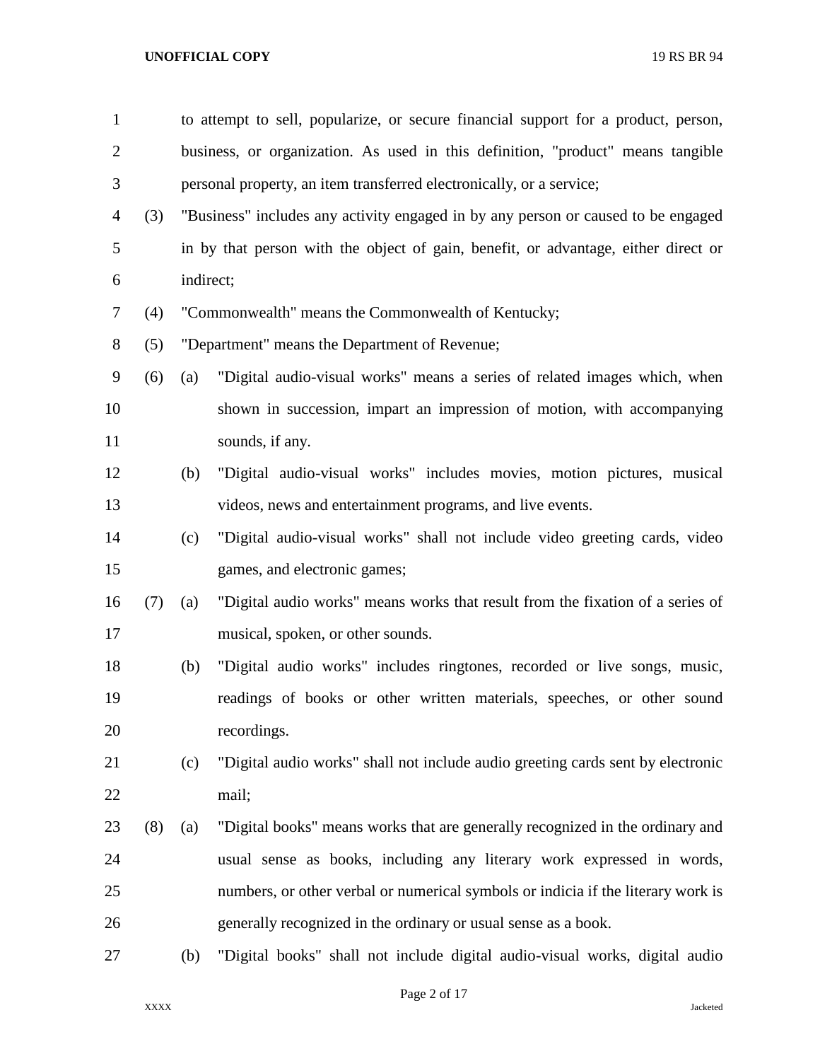to attempt to sell, popularize, or secure financial support for a product, person, business, or organization. As used in this definition, "product" means tangible personal property, an item transferred electronically, or a service;

(3) "Business" includes any activity engaged in by any person or caused to be engaged in by that person with the object of gain, benefit, or advantage, either direct or indirect;

(4) "Commonwealth" means the Commonwealth of Kentucky;

(5) "Department" means the Department of Revenue;

(6) (a) "Digital audio-visual works" means a series of related images which, when shown in succession, impart an impression of motion, with accompanying sounds, if any.

(b) "Digital audio-visual works" includes movies, motion pictures, musical videos, news and entertainment programs, and live events.

(c) "Digital audio-visual works" shall not include video greeting cards, video games, and electronic games;

(7) (a) "Digital audio works" means works that result from the fixation of a series of musical, spoken, or other sounds.

(b) "Digital audio works" includes ringtones, recorded or live songs, music, readings of books or other written materials, speeches, or other sound recordings.

(c) "Digital audio works" shall not include audio greeting cards sent by electronic mail;

(8) (a) "Digital books" means works that are generally recognized in the ordinary and usual sense as books, including any literary work expressed in words, numbers, or other verbal or numerical symbols or indicia if the literary work is generally recognized in the ordinary or usual sense as a book.

(b) "Digital books" shall not include digital audio-visual works, digital audio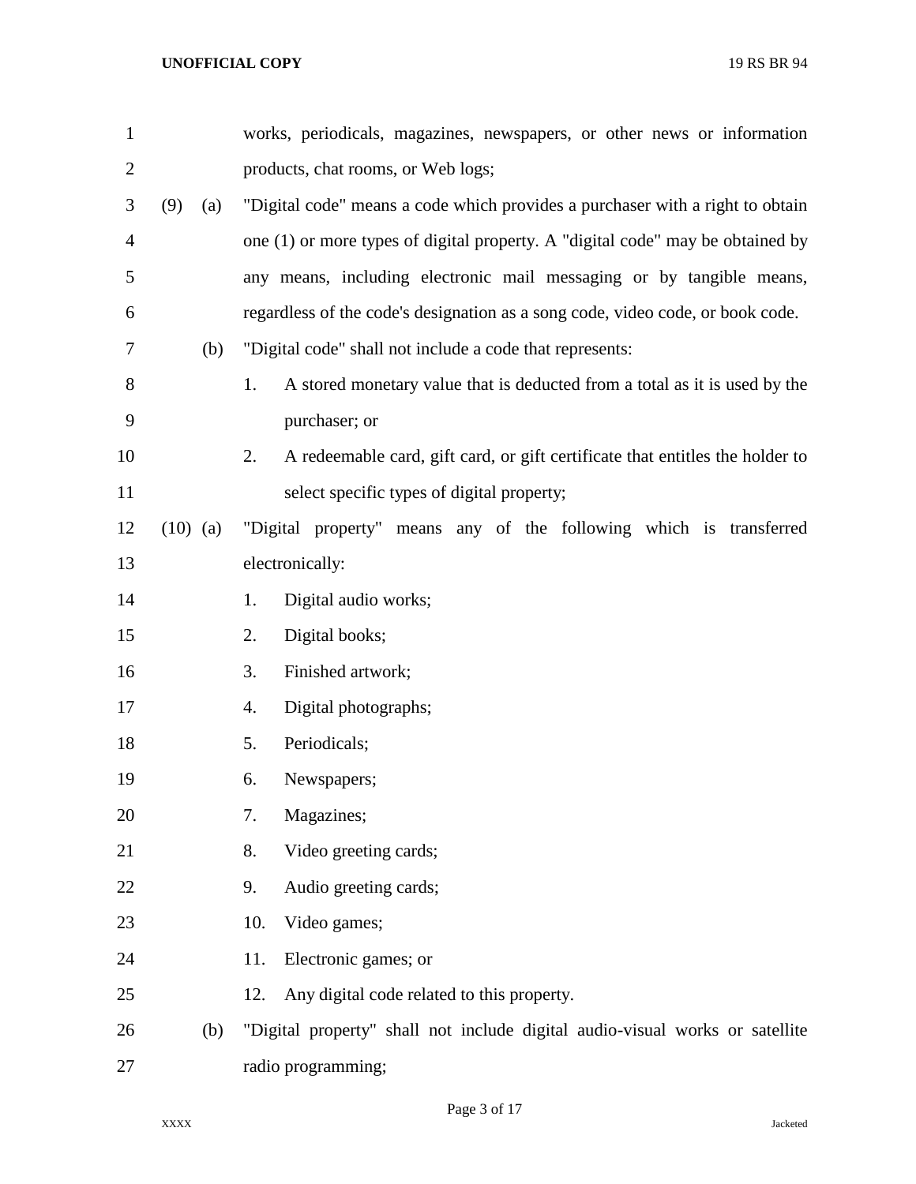works, periodicals, magazines, newspapers, or other news or information products, chat rooms, or Web logs;

(9) (a) "Digital code" means a code which provides a purchaser with a right to obtain one (1) or more types of digital property. A "digital code" may be obtained by any means, including electronic mail messaging or by tangible means, regardless of the code's designation as a song code, video code, or book code.

(b) "Digital code" shall not include a code that represents:

1. A stored monetary value that is deducted from a total as it is used by the purchaser; or
2. A redeemable card, gift card, or gift certificate that entitles the holder to select specific types of digital property;

(10) (a) "Digital property" means any of the following which is transferred electronically:

1. Digital audio works;
2. Digital books;
3. Finished artwork;
4. Digital photographs;
5. Periodicals;
6. Newspapers;
7. Magazines;
8. Video greeting cards;
9. Audio greeting cards;
10. Video games;
11. Electronic games; or
12. Any digital code related to this property.

(b) "Digital property" shall not include digital audio-visual works or satellite radio programming;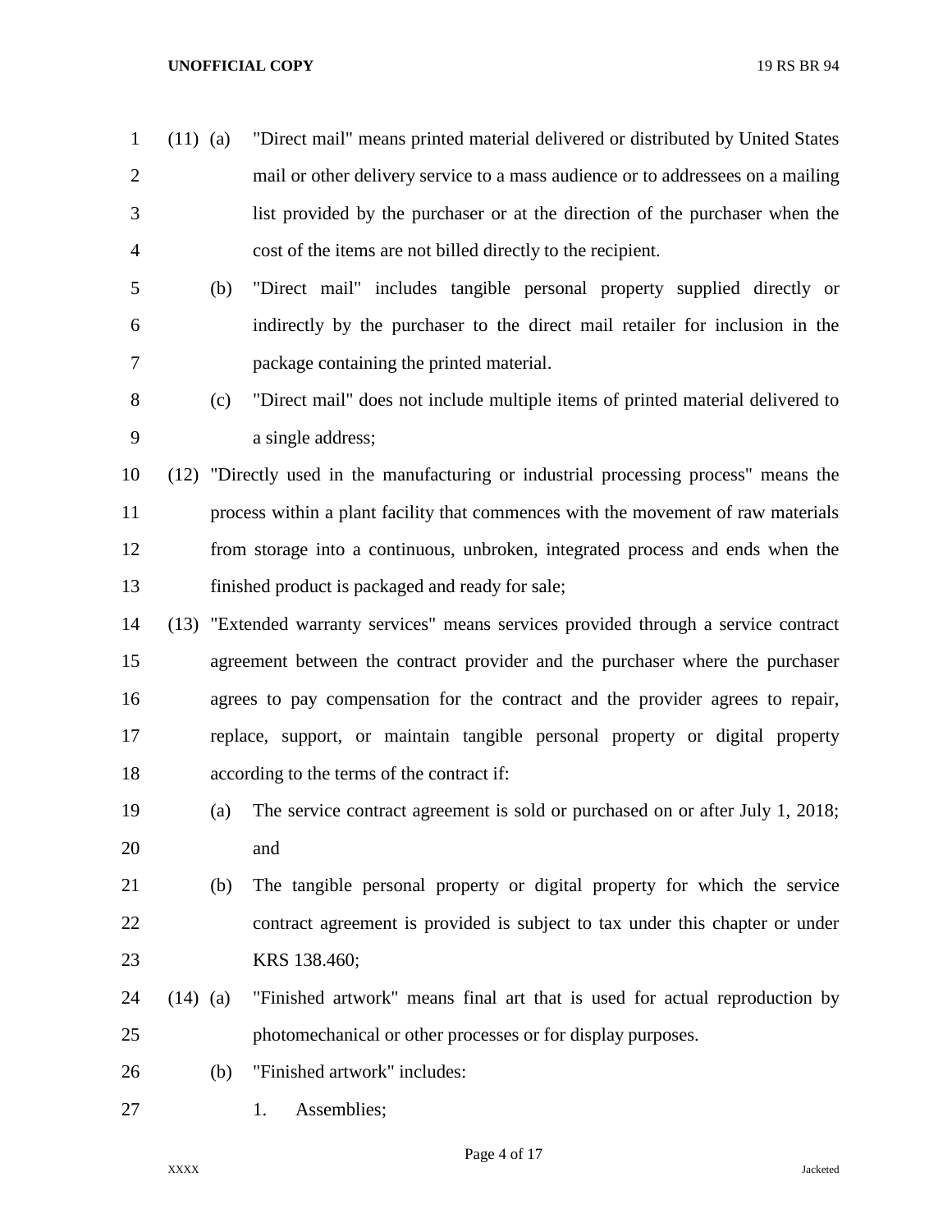(11) (a) "Direct mail" means printed material delivered or distributed by United States mail or other delivery service to a mass audience or to addressees on a mailing list provided by the purchaser or at the direction of the purchaser when the cost of the items are not billed directly to the recipient.

(b) "Direct mail" includes tangible personal property supplied directly or indirectly by the purchaser to the direct mail retailer for inclusion in the package containing the printed material.

(c) "Direct mail" does not include multiple items of printed material delivered to a single address;

(12) "Directly used in the manufacturing or industrial processing process" means the process within a plant facility that commences with the movement of raw materials from storage into a continuous, unbroken, integrated process and ends when the finished product is packaged and ready for sale;

(13) "Extended warranty services" means services provided through a service contract agreement between the contract provider and the purchaser where the purchaser agrees to pay compensation for the contract and the provider agrees to repair, replace, support, or maintain tangible personal property or digital property according to the terms of the contract if:

(a) The service contract agreement is sold or purchased on or after July 1, 2018; and

(b) The tangible personal property or digital property for which the service contract agreement is provided is subject to tax under this chapter or under KRS 138.460;

(14) (a) "Finished artwork" means final art that is used for actual reproduction by photomechanical or other processes or for display purposes.

(b) "Finished artwork" includes:

1. Assemblies;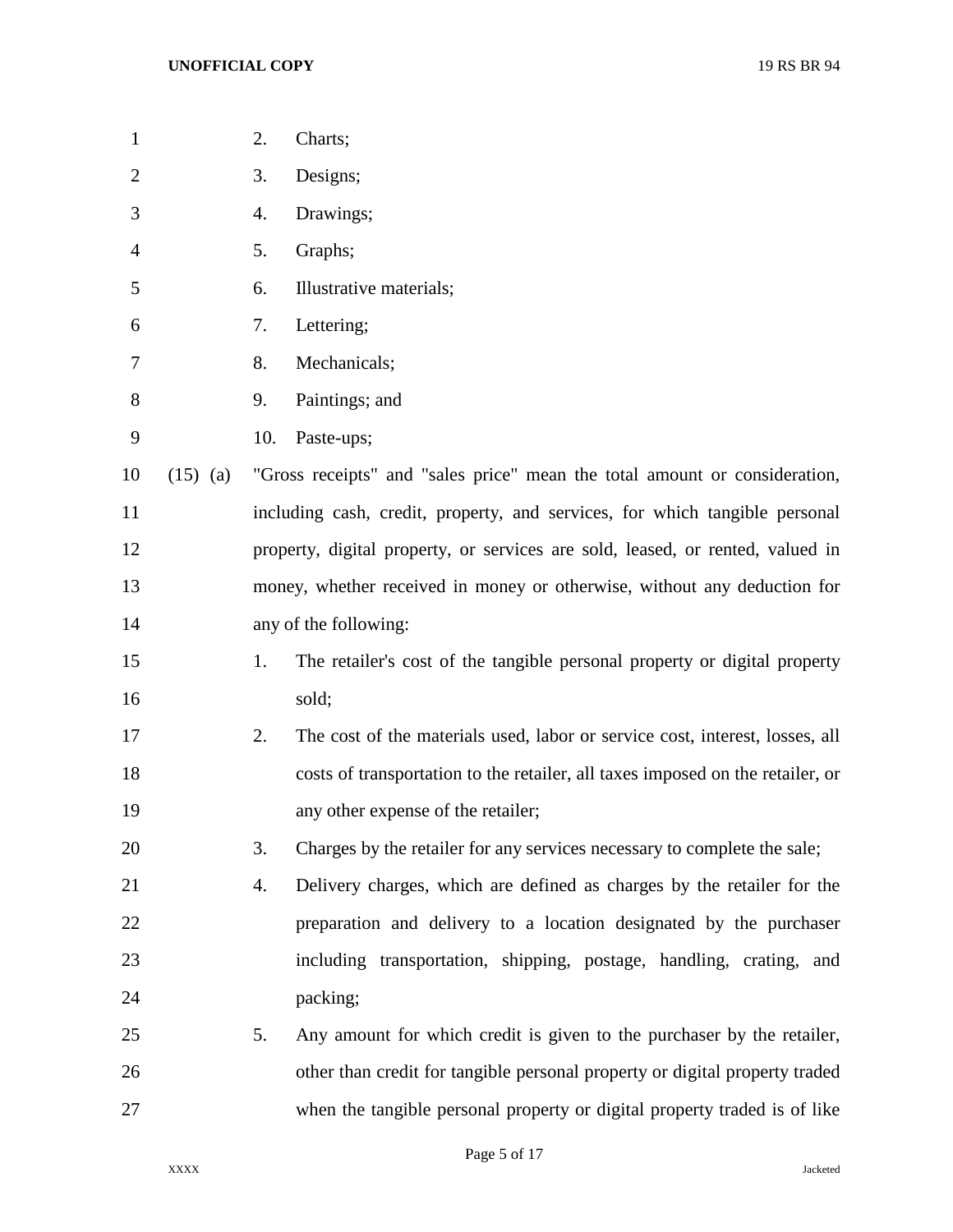2. Charts;
3. Designs;
4. Drawings;
5. Graphs;
6. Illustrative materials;
7. Lettering;
8. Mechanicals;
9. Paintings; and
10. Paste-ups;

(15) (a) "Gross receipts" and "sales price" mean the total amount or consideration, including cash, credit, property, and services, for which tangible personal property, digital property, or services are sold, leased, or rented, valued in money, whether received in money or otherwise, without any deduction for any of the following:

1. The retailer's cost of the tangible personal property or digital property sold;
2. The cost of the materials used, labor or service cost, interest, losses, all costs of transportation to the retailer, all taxes imposed on the retailer, or any other expense of the retailer;
3. Charges by the retailer for any services necessary to complete the sale;
4. Delivery charges, which are defined as charges by the retailer for the preparation and delivery to a location designated by the purchaser including transportation, shipping, postage, handling, crating, and packing;
5. Any amount for which credit is given to the purchaser by the retailer, other than credit for tangible personal property or digital property traded when the tangible personal property or digital property traded is of like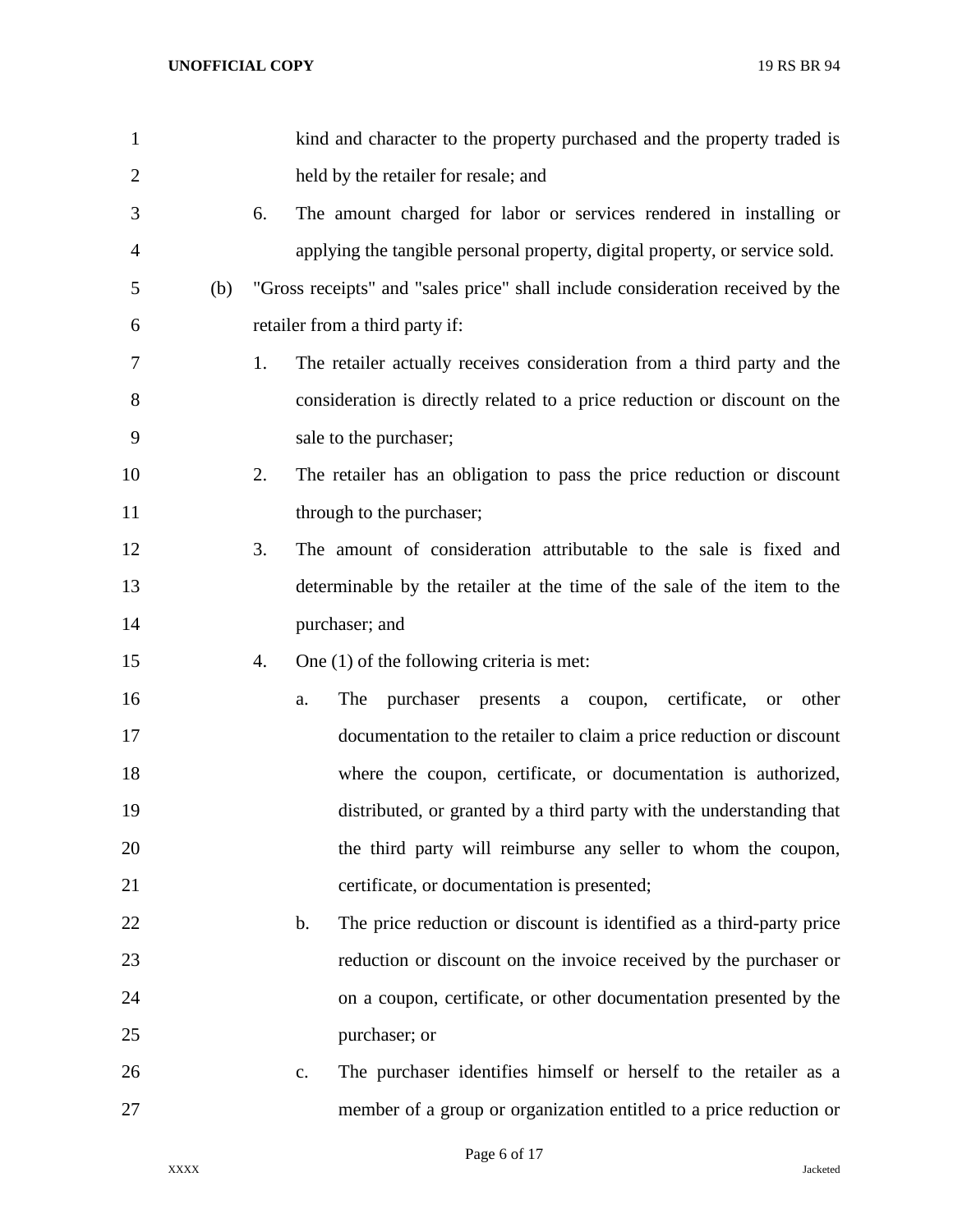kind and character to the property purchased and the property traded is held by the retailer for resale; and

6. The amount charged for labor or services rendered in installing or applying the tangible personal property, digital property, or service sold.

(b) "Gross receipts" and "sales price" shall include consideration received by the retailer from a third party if:

1. The retailer actually receives consideration from a third party and the consideration is directly related to a price reduction or discount on the sale to the purchaser;

2. The retailer has an obligation to pass the price reduction or discount through to the purchaser;

3. The amount of consideration attributable to the sale is fixed and determinable by the retailer at the time of the sale of the item to the purchaser; and

4. One (1) of the following criteria is met:

   a. The purchaser presents a coupon, certificate, or other documentation to the retailer to claim a price reduction or discount where the coupon, certificate, or documentation is authorized, distributed, or granted by a third party with the understanding that the third party will reimburse any seller to whom the coupon, certificate, or documentation is presented;

   b. The price reduction or discount is identified as a third-party price reduction or discount on the invoice received by the purchaser or on a coupon, certificate, or other documentation presented by the purchaser; or

   c. The purchaser identifies himself or herself to the retailer as a member of a group or organization entitled to a price reduction or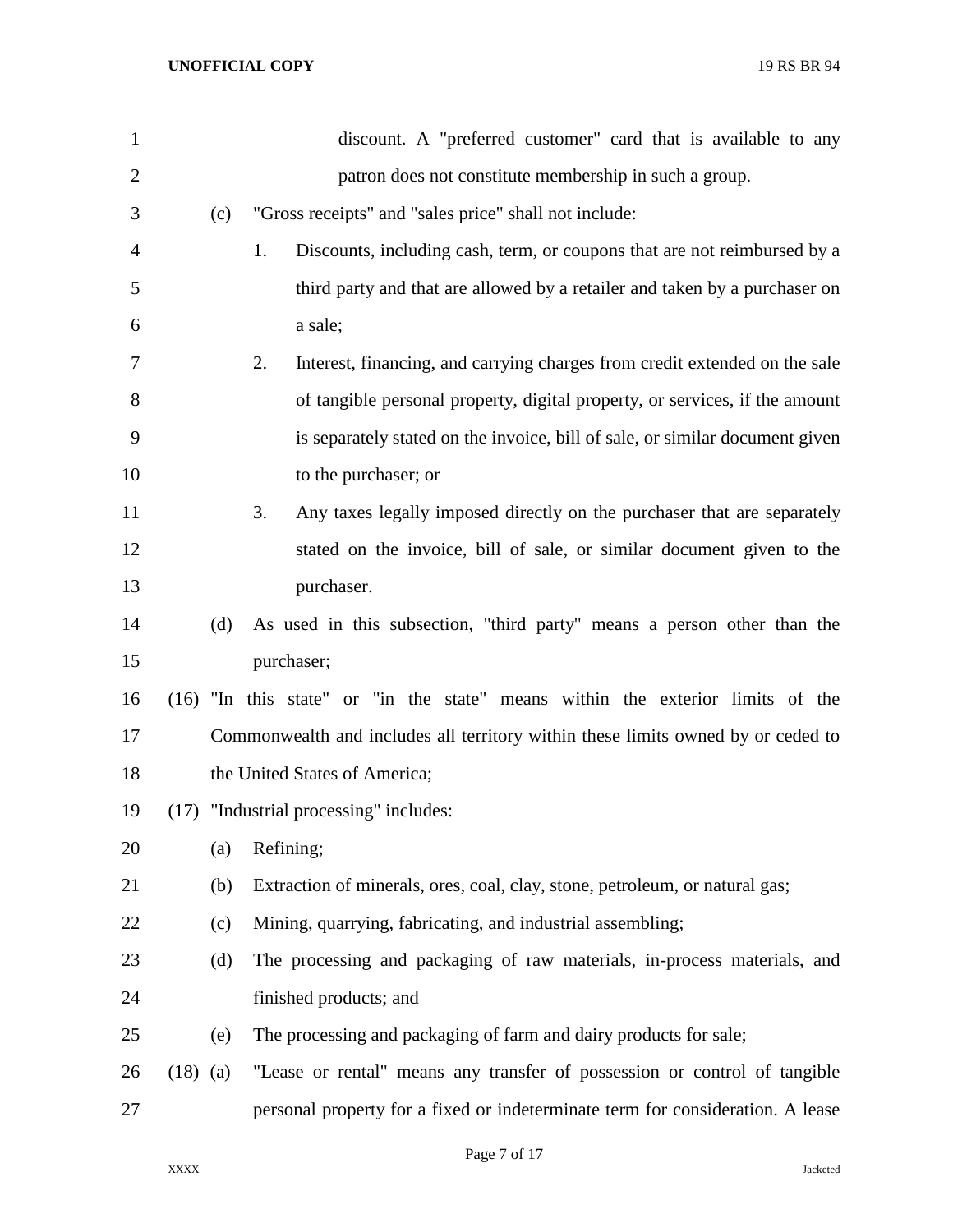discount. A "preferred customer" card that is available to any patron does not constitute membership in such a group.

(c) "Gross receipts" and "sales price" shall not include:

1. Discounts, including cash, term, or coupons that are not reimbursed by a third party and that are allowed by a retailer and taken by a purchaser on a sale;

2. Interest, financing, and carrying charges from credit extended on the sale of tangible personal property, digital property, or services, if the amount is separately stated on the invoice, bill of sale, or similar document given to the purchaser; or

3. Any taxes legally imposed directly on the purchaser that are separately stated on the invoice, bill of sale, or similar document given to the purchaser.

(d) As used in this subsection, "third party" means a person other than the purchaser;

(16) "In this state" or "in the state" means within the exterior limits of the Commonwealth and includes all territory within these limits owned by or ceded to the United States of America;

(17) "Industrial processing" includes:

(a) Refining;

(b) Extraction of minerals, ores, coal, clay, stone, petroleum, or natural gas;

(c) Mining, quarrying, fabricating, and industrial assembling;

(d) The processing and packaging of raw materials, in-process materials, and finished products; and

(e) The processing and packaging of farm and dairy products for sale;

(18) (a) "Lease or rental" means any transfer of possession or control of tangible personal property for a fixed or indeterminate term for consideration. A lease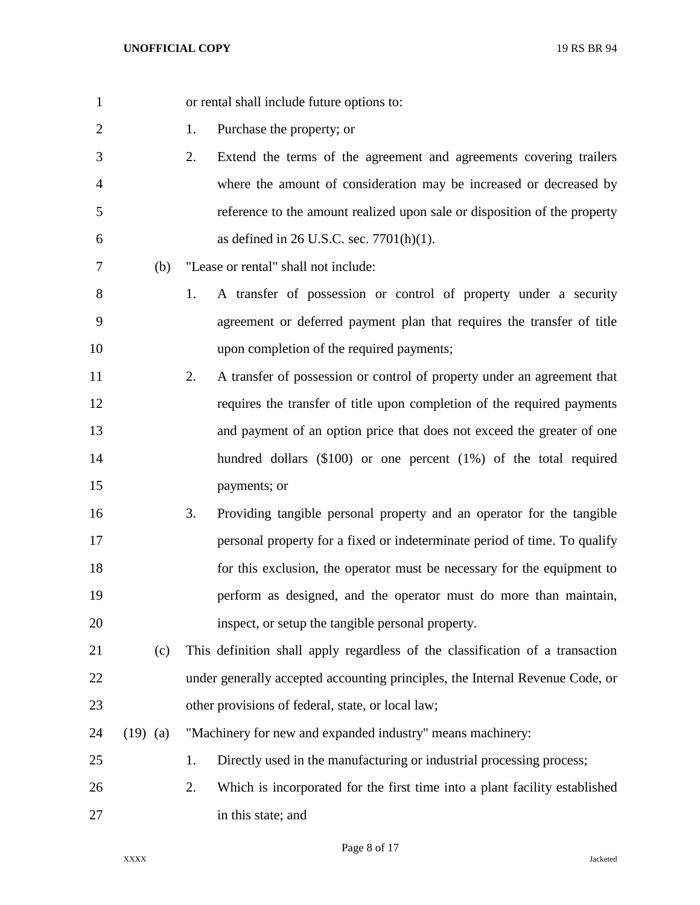or rental shall include future options to:

1. Purchase the property; or
2. Extend the terms of the agreement and agreements covering trailers where the amount of consideration may be increased or decreased by reference to the amount realized upon sale or disposition of the property as defined in 26 U.S.C. sec. 7701(h)(1).

(b) "Lease or rental" shall not include:

1. A transfer of possession or control of property under a security agreement or deferred payment plan that requires the transfer of title upon completion of the required payments;
2. A transfer of possession or control of property under an agreement that requires the transfer of title upon completion of the required payments and payment of an option price that does not exceed the greater of one hundred dollars ($100) or one percent (1%) of the total required payments; or
3. Providing tangible personal property and an operator for the tangible personal property for a fixed or indeterminate period of time. To qualify for this exclusion, the operator must be necessary for the equipment to perform as designed, and the operator must do more than maintain, inspect, or setup the tangible personal property.

(c) This definition shall apply regardless of the classification of a transaction under generally accepted accounting principles, the Internal Revenue Code, or other provisions of federal, state, or local law;

(19) (a) "Machinery for new and expanded industry" means machinery:

1. Directly used in the manufacturing or industrial processing process;
2. Which is incorporated for the first time into a plant facility established in this state; and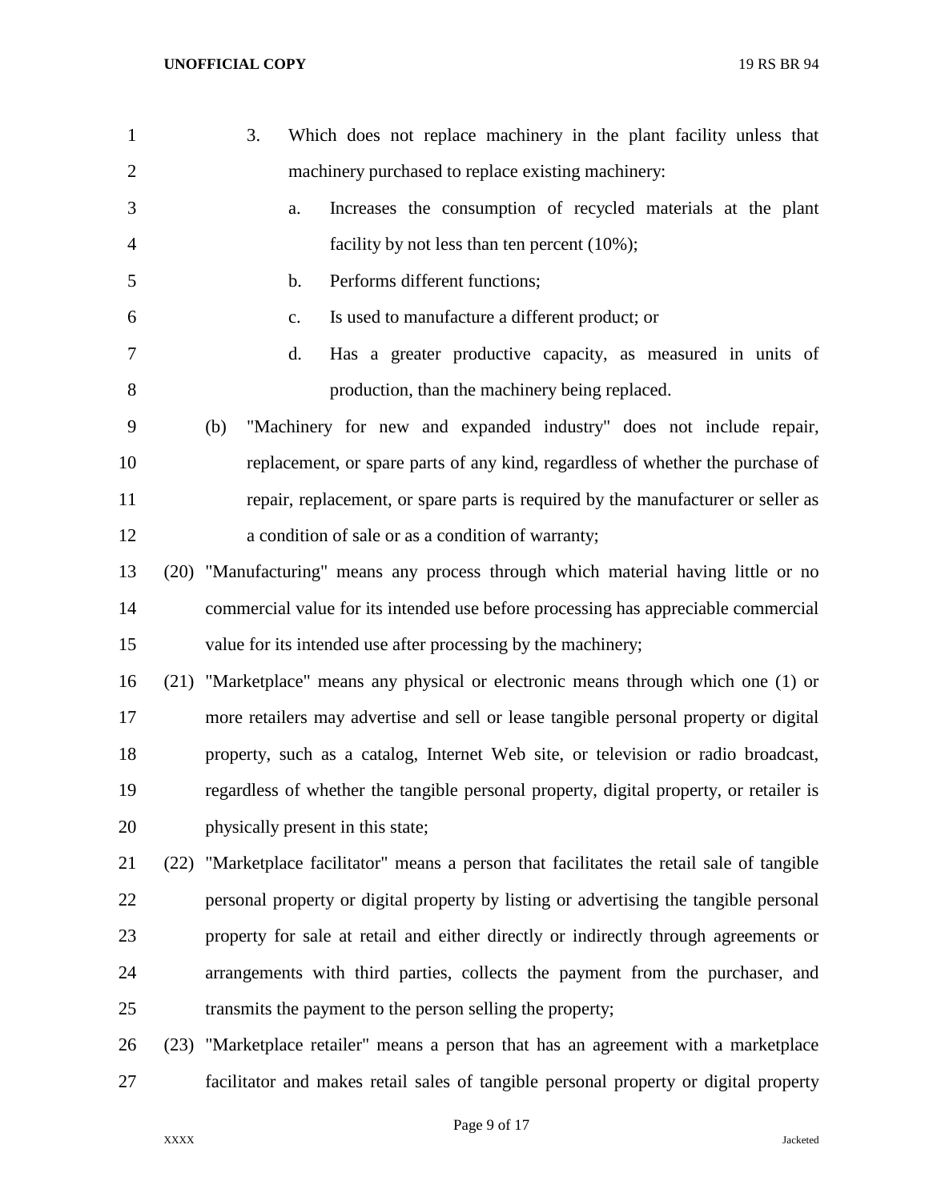3. Which does not replace machinery in the plant facility unless that machinery purchased to replace existing machinery:

   a. Increases the consumption of recycled materials at the plant facility by not less than ten percent (10%);

   b. Performs different functions;

   c. Is used to manufacture a different product; or

   d. Has a greater productive capacity, as measured in units of production, than the machinery being replaced.

(b) "Machinery for new and expanded industry" does not include repair, replacement, or spare parts of any kind, regardless of whether the purchase of repair, replacement, or spare parts is required by the manufacturer or seller as a condition of sale or as a condition of warranty;

(20) "Manufacturing" means any process through which material having little or no commercial value for its intended use before processing has appreciable commercial value for its intended use after processing by the machinery;

(21) "Marketplace" means any physical or electronic means through which one (1) or more retailers may advertise and sell or lease tangible personal property or digital property, such as a catalog, Internet Web site, or television or radio broadcast, regardless of whether the tangible personal property, digital property, or retailer is physically present in this state;

(22) "Marketplace facilitator" means a person that facilitates the retail sale of tangible personal property or digital property by listing or advertising the tangible personal property for sale at retail and either directly or indirectly through agreements or arrangements with third parties, collects the payment from the purchaser, and transmits the payment to the person selling the property;

(23) "Marketplace retailer" means a person that has an agreement with a marketplace facilitator and makes retail sales of tangible personal property or digital property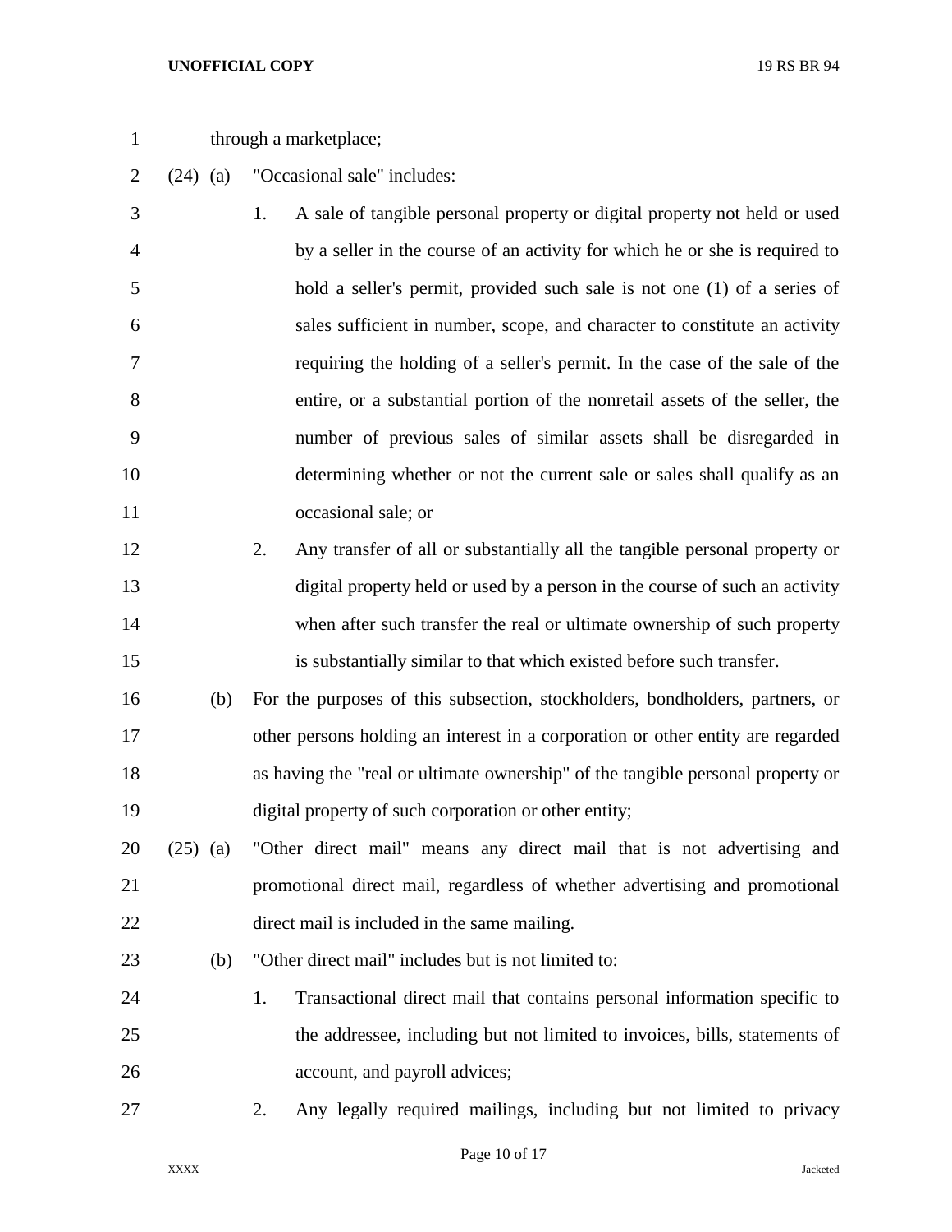through a marketplace;

(24) (a) "Occasional sale" includes:

1. A sale of tangible personal property or digital property not held or used by a seller in the course of an activity for which he or she is required to hold a seller's permit, provided such sale is not one (1) of a series of sales sufficient in number, scope, and character to constitute an activity requiring the holding of a seller's permit. In the case of the sale of the entire, or a substantial portion of the nonretail assets of the seller, the number of previous sales of similar assets shall be disregarded in determining whether or not the current sale or sales shall qualify as an occasional sale; or

2. Any transfer of all or substantially all the tangible personal property or digital property held or used by a person in the course of such an activity when after such transfer the real or ultimate ownership of such property is substantially similar to that which existed before such transfer.

(b) For the purposes of this subsection, stockholders, bondholders, partners, or other persons holding an interest in a corporation or other entity are regarded as having the "real or ultimate ownership" of the tangible personal property or digital property of such corporation or other entity;

(25) (a) "Other direct mail" means any direct mail that is not advertising and promotional direct mail, regardless of whether advertising and promotional direct mail is included in the same mailing.

(b) "Other direct mail" includes but is not limited to:

1. Transactional direct mail that contains personal information specific to the addressee, including but not limited to invoices, bills, statements of account, and payroll advices;

2. Any legally required mailings, including but not limited to privacy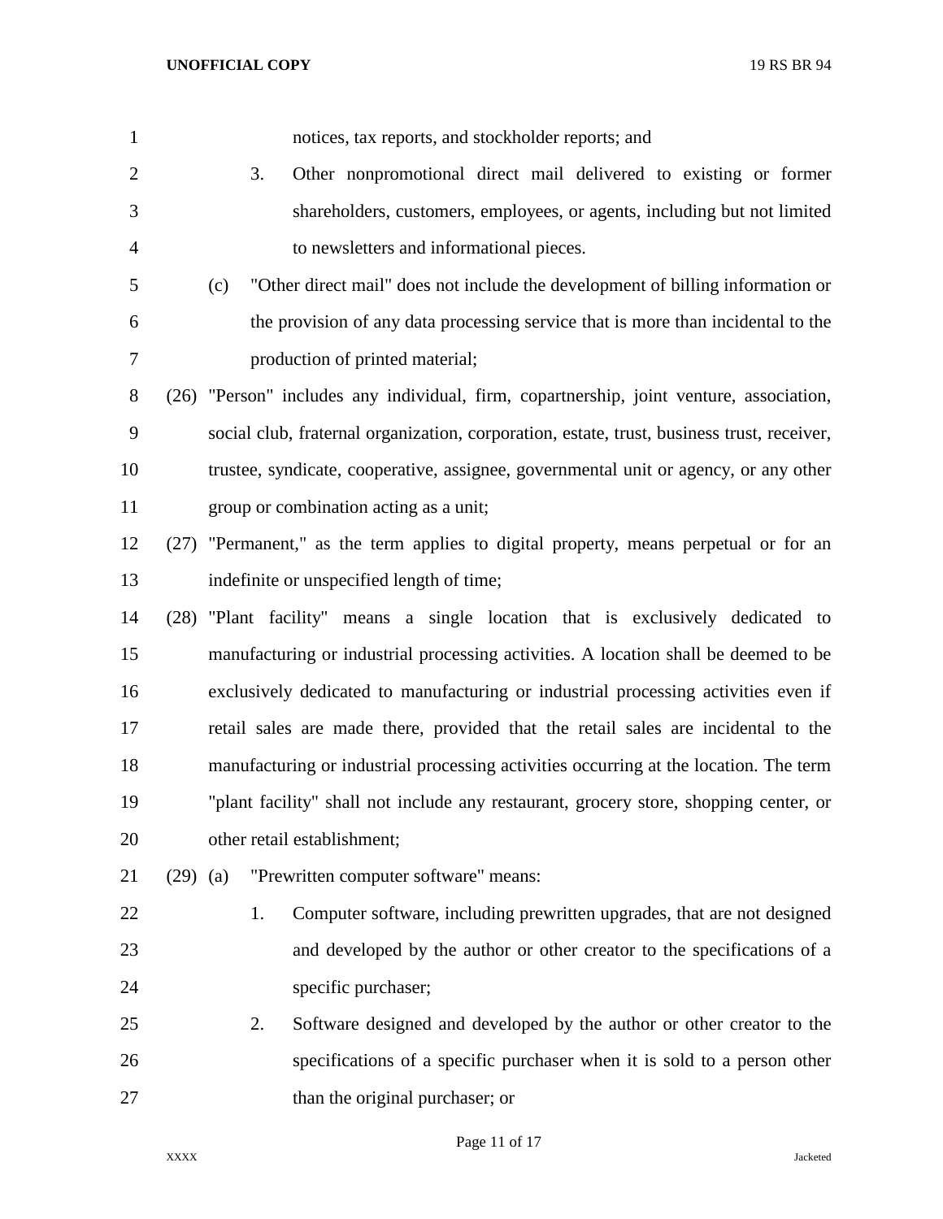notices, tax reports, and stockholder reports; and

3. Other nonpromotional direct mail delivered to existing or former shareholders, customers, employees, or agents, including but not limited to newsletters and informational pieces.

(c) "Other direct mail" does not include the development of billing information or the provision of any data processing service that is more than incidental to the production of printed material;

(26) "Person" includes any individual, firm, copartnership, joint venture, association, social club, fraternal organization, corporation, estate, trust, business trust, receiver, trustee, syndicate, cooperative, assignee, governmental unit or agency, or any other group or combination acting as a unit;

(27) "Permanent," as the term applies to digital property, means perpetual or for an indefinite or unspecified length of time;

(28) "Plant facility" means a single location that is exclusively dedicated to manufacturing or industrial processing activities. A location shall be deemed to be exclusively dedicated to manufacturing or industrial processing activities even if retail sales are made there, provided that the retail sales are incidental to the manufacturing or industrial processing activities occurring at the location. The term "plant facility" shall not include any restaurant, grocery store, shopping center, or other retail establishment;

(29) (a) "Prewritten computer software" means:

1. Computer software, including prewritten upgrades, that are not designed and developed by the author or other creator to the specifications of a specific purchaser;

2. Software designed and developed by the author or other creator to the specifications of a specific purchaser when it is sold to a person other than the original purchaser; or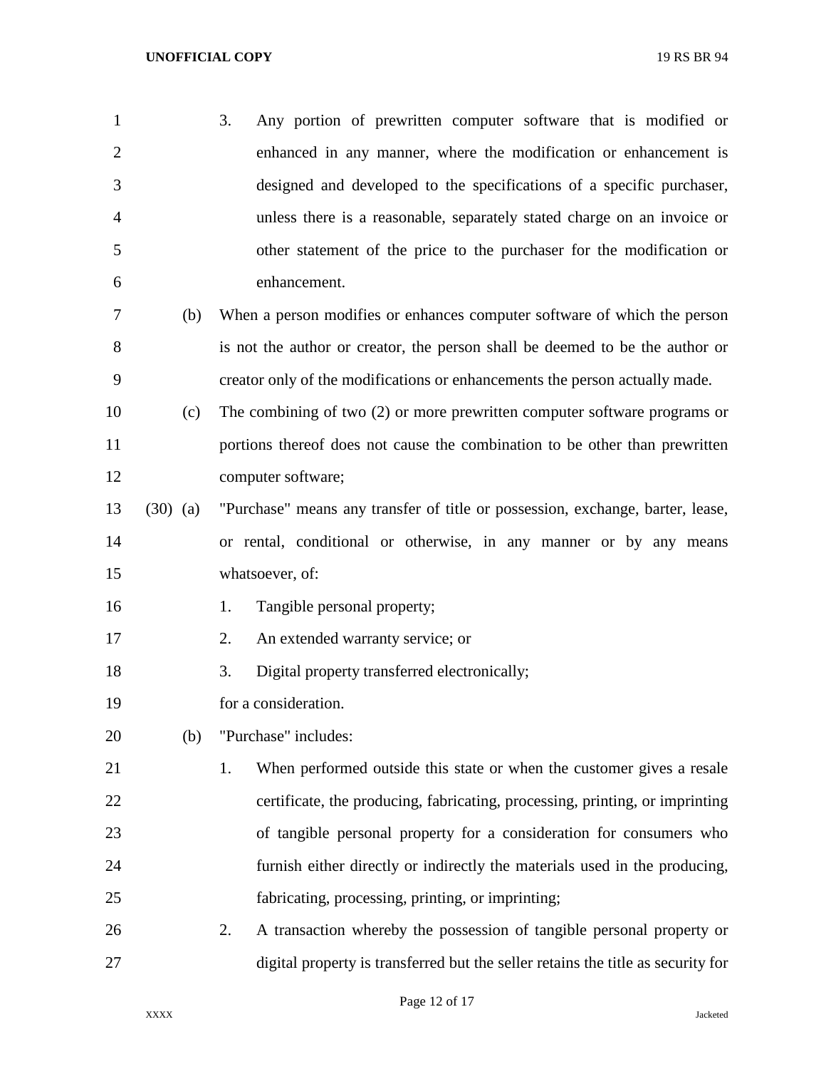3. Any portion of prewritten computer software that is modified or enhanced in any manner, where the modification or enhancement is designed and developed to the specifications of a specific purchaser, unless there is a reasonable, separately stated charge on an invoice or other statement of the price to the purchaser for the modification or enhancement.

(b) When a person modifies or enhances computer software of which the person is not the author or creator, the person shall be deemed to be the author or creator only of the modifications or enhancements the person actually made.

(c) The combining of two (2) or more prewritten computer software programs or portions thereof does not cause the combination to be other than prewritten computer software;

(30) (a) "Purchase" means any transfer of title or possession, exchange, barter, lease, or rental, conditional or otherwise, in any manner or by any means whatsoever, of:

1. Tangible personal property;
2. An extended warranty service; or
3. Digital property transferred electronically;

for a consideration.

(b) "Purchase" includes:

1. When performed outside this state or when the customer gives a resale certificate, the producing, fabricating, processing, printing, or imprinting of tangible personal property for a consideration for consumers who furnish either directly or indirectly the materials used in the producing, fabricating, processing, printing, or imprinting;
2. A transaction whereby the possession of tangible personal property or digital property is transferred but the seller retains the title as security for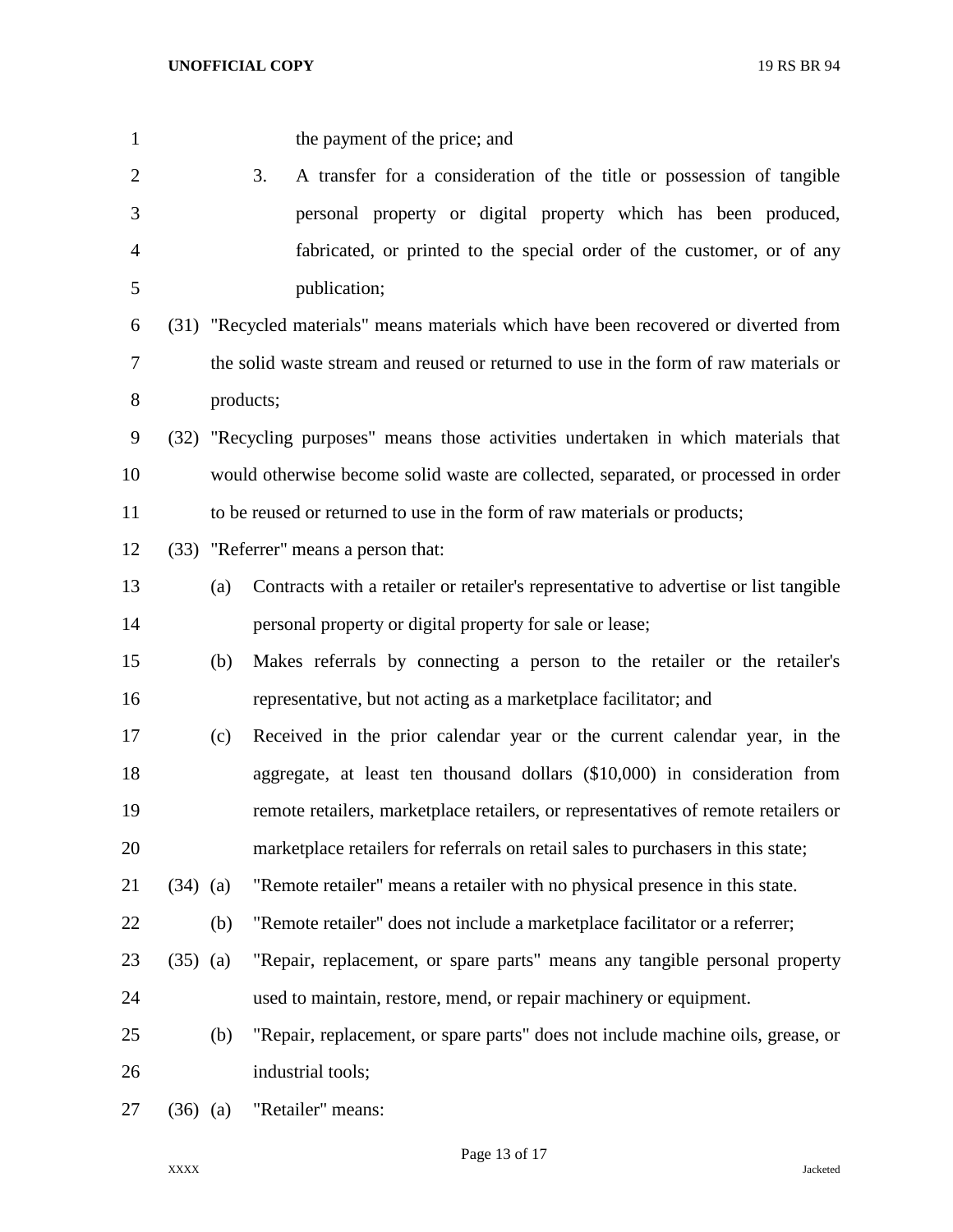the payment of the price; and

3. A transfer for a consideration of the title or possession of tangible personal property or digital property which has been produced, fabricated, or printed to the special order of the customer, or of any publication;

(31) "Recycled materials" means materials which have been recovered or diverted from the solid waste stream and reused or returned to use in the form of raw materials or products;

(32) "Recycling purposes" means those activities undertaken in which materials that would otherwise become solid waste are collected, separated, or processed in order to be reused or returned to use in the form of raw materials or products;

(33) "Referrer" means a person that:

(a) Contracts with a retailer or retailer's representative to advertise or list tangible personal property or digital property for sale or lease;

(b) Makes referrals by connecting a person to the retailer or the retailer's representative, but not acting as a marketplace facilitator; and

(c) Received in the prior calendar year or the current calendar year, in the aggregate, at least ten thousand dollars ($10,000) in consideration from remote retailers, marketplace retailers, or representatives of remote retailers or marketplace retailers for referrals on retail sales to purchasers in this state;

(34) (a) "Remote retailer" means a retailer with no physical presence in this state.

(b) "Remote retailer" does not include a marketplace facilitator or a referrer;

(35) (a) "Repair, replacement, or spare parts" means any tangible personal property used to maintain, restore, mend, or repair machinery or equipment.

(b) "Repair, replacement, or spare parts" does not include machine oils, grease, or industrial tools;

(36) (a) "Retailer" means: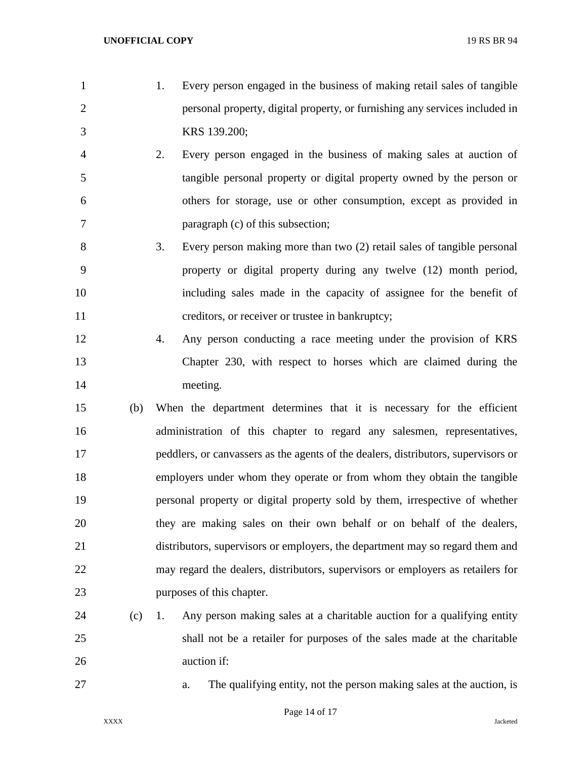1. Every person engaged in the business of making retail sales of tangible personal property, digital property, or furnishing any services included in KRS 139.200;

2. Every person engaged in the business of making sales at auction of tangible personal property or digital property owned by the person or others for storage, use or other consumption, except as provided in paragraph (c) of this subsection;

3. Every person making more than two (2) retail sales of tangible personal property or digital property during any twelve (12) month period, including sales made in the capacity of assignee for the benefit of creditors, or receiver or trustee in bankruptcy;

4. Any person conducting a race meeting under the provision of KRS Chapter 230, with respect to horses which are claimed during the meeting.

(b) When the department determines that it is necessary for the efficient administration of this chapter to regard any salesmen, representatives, peddlers, or canvassers as the agents of the dealers, distributors, supervisors or employers under whom they operate or from whom they obtain the tangible personal property or digital property sold by them, irrespective of whether they are making sales on their own behalf or on behalf of the dealers, distributors, supervisors or employers, the department may so regard them and may regard the dealers, distributors, supervisors or employers as retailers for purposes of this chapter.

(c) 1. Any person making sales at a charitable auction for a qualifying entity shall not be a retailer for purposes of the sales made at the charitable auction if:

a. The qualifying entity, not the person making sales at the auction, is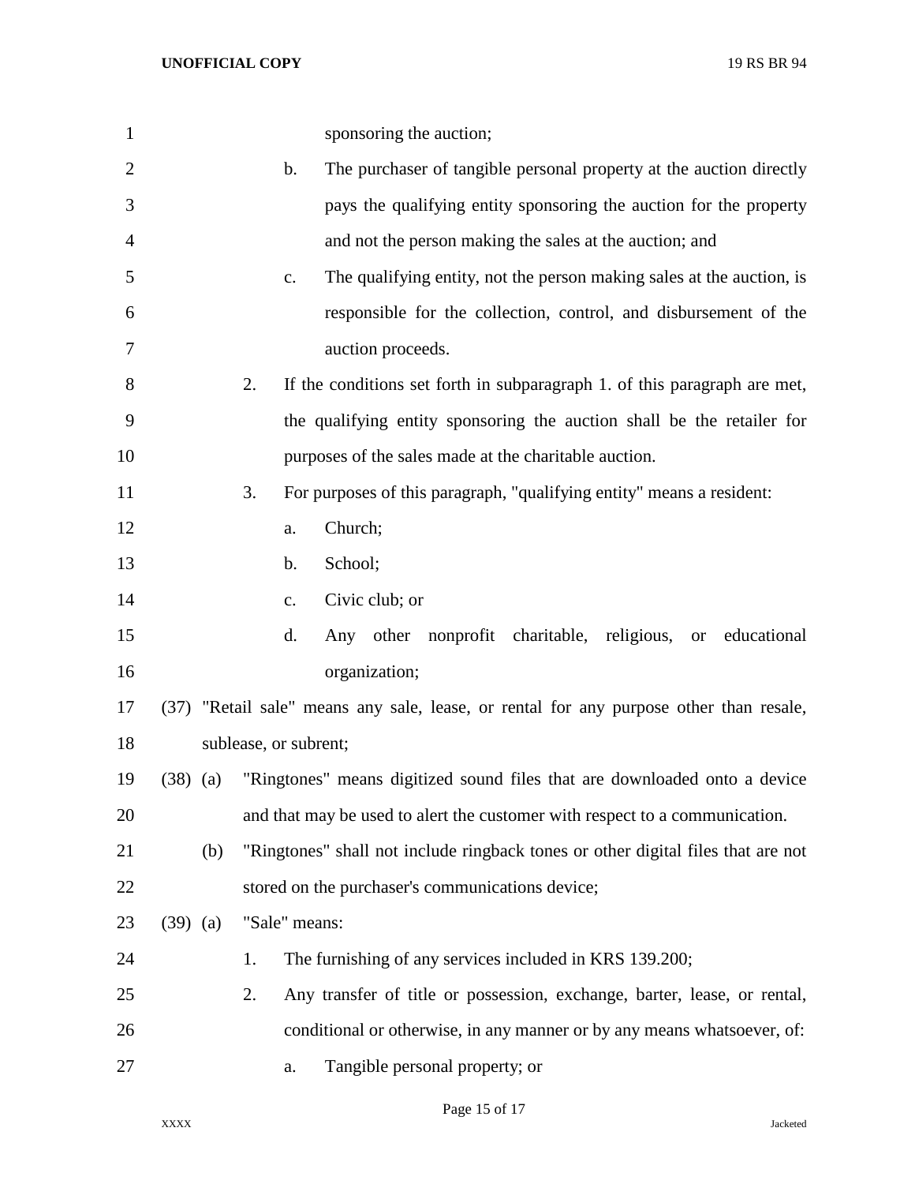sponsoring the auction;

b. The purchaser of tangible personal property at the auction directly pays the qualifying entity sponsoring the auction for the property and not the person making the sales at the auction; and

c. The qualifying entity, not the person making sales at the auction, is responsible for the collection, control, and disbursement of the auction proceeds.

2. If the conditions set forth in subparagraph 1. of this paragraph are met, the qualifying entity sponsoring the auction shall be the retailer for purposes of the sales made at the charitable auction.

3. For purposes of this paragraph, "qualifying entity" means a resident:

a. Church;

b. School;

c. Civic club; or

d. Any other nonprofit charitable, religious, or educational organization;

(37) "Retail sale" means any sale, lease, or rental for any purpose other than resale, sublease, or subrent;

(38) (a) "Ringtones" means digitized sound files that are downloaded onto a device and that may be used to alert the customer with respect to a communication.

(b) "Ringtones" shall not include ringback tones or other digital files that are not stored on the purchaser's communications device;

(39) (a) "Sale" means:

1. The furnishing of any services included in KRS 139.200;

2. Any transfer of title or possession, exchange, barter, lease, or rental, conditional or otherwise, in any manner or by any means whatsoever, of:

a. Tangible personal property; or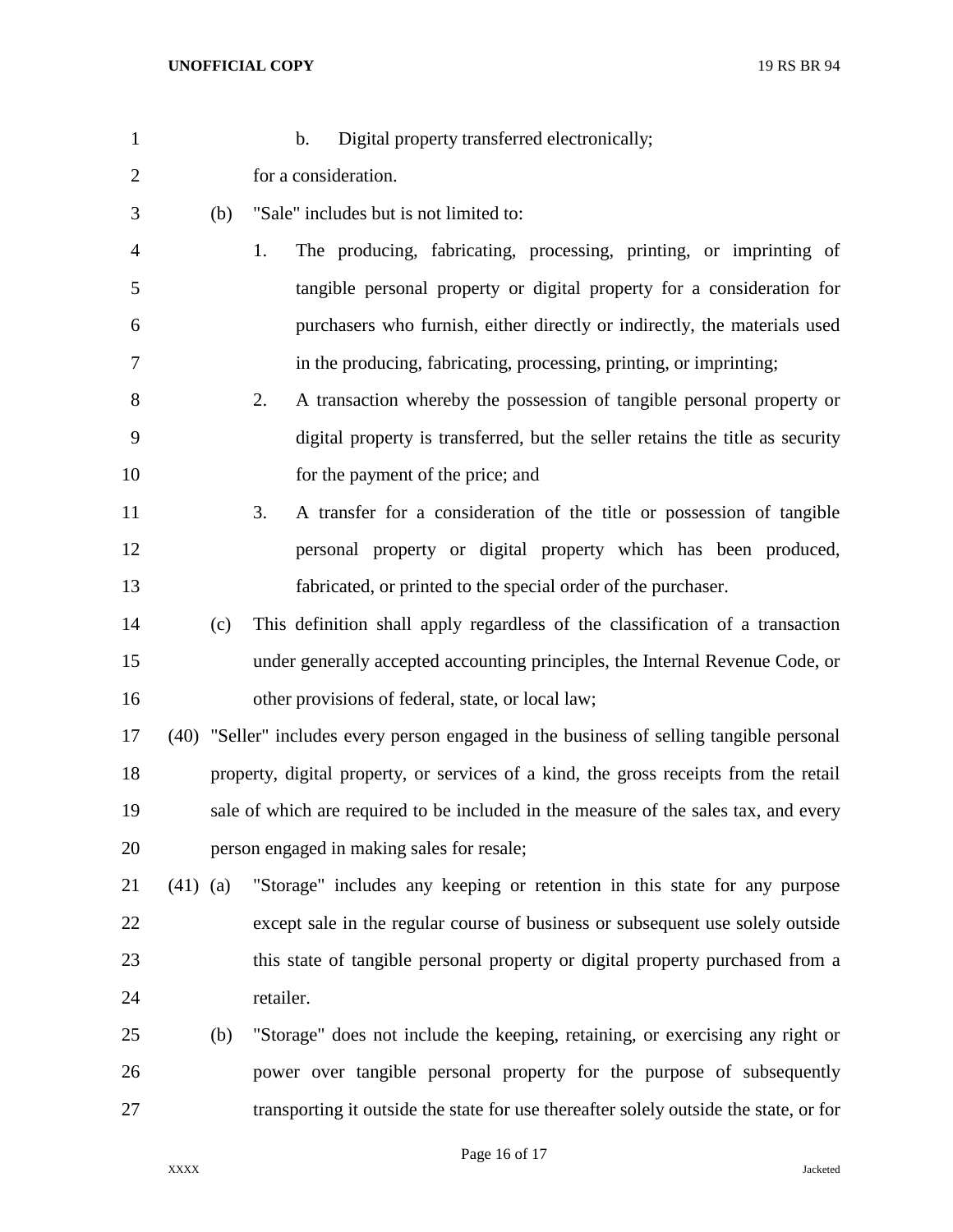b. Digital property transferred electronically;

for a consideration.

(b) "Sale" includes but is not limited to:

1. The producing, fabricating, processing, printing, or imprinting of tangible personal property or digital property for a consideration for purchasers who furnish, either directly or indirectly, the materials used in the producing, fabricating, processing, printing, or imprinting;

2. A transaction whereby the possession of tangible personal property or digital property is transferred, but the seller retains the title as security for the payment of the price; and

3. A transfer for a consideration of the title or possession of tangible personal property or digital property which has been produced, fabricated, or printed to the special order of the purchaser.

(c) This definition shall apply regardless of the classification of a transaction under generally accepted accounting principles, the Internal Revenue Code, or other provisions of federal, state, or local law;

(40) "Seller" includes every person engaged in the business of selling tangible personal property, digital property, or services of a kind, the gross receipts from the retail sale of which are required to be included in the measure of the sales tax, and every person engaged in making sales for resale;

(41) (a) "Storage" includes any keeping or retention in this state for any purpose except sale in the regular course of business or subsequent use solely outside this state of tangible personal property or digital property purchased from a retailer.

(b) "Storage" does not include the keeping, retaining, or exercising any right or power over tangible personal property for the purpose of subsequently transporting it outside the state for use thereafter solely outside the state, or for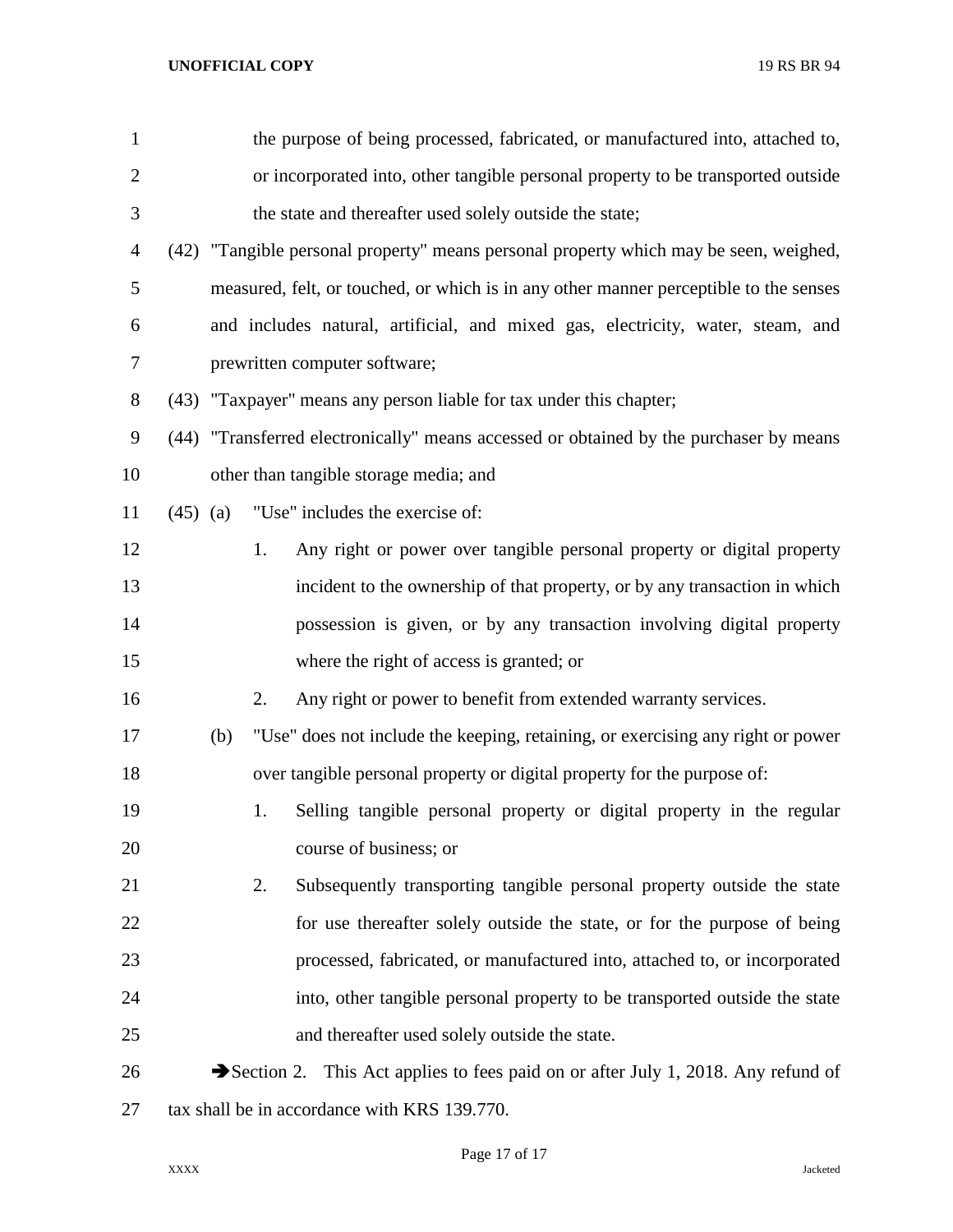the purpose of being processed, fabricated, or manufactured into, attached to, or incorporated into, other tangible personal property to be transported outside the state and thereafter used solely outside the state;

(42) "Tangible personal property" means personal property which may be seen, weighed, measured, felt, or touched, or which is in any other manner perceptible to the senses and includes natural, artificial, and mixed gas, electricity, water, steam, and prewritten computer software;

(43) "Taxpayer" means any person liable for tax under this chapter;

(44) "Transferred electronically" means accessed or obtained by the purchaser by means other than tangible storage media; and

(45) (a) "Use" includes the exercise of:

1. Any right or power over tangible personal property or digital property incident to the ownership of that property, or by any transaction in which possession is given, or by any transaction involving digital property where the right of access is granted; or

2. Any right or power to benefit from extended warranty services.

(b) "Use" does not include the keeping, retaining, or exercising any right or power over tangible personal property or digital property for the purpose of:

1. Selling tangible personal property or digital property in the regular course of business; or

2. Subsequently transporting tangible personal property outside the state for use thereafter solely outside the state, or for the purpose of being processed, fabricated, or manufactured into, attached to, or incorporated into, other tangible personal property to be transported outside the state and thereafter used solely outside the state.

➔Section 2. This Act applies to fees paid on or after July 1, 2018. Any refund of tax shall be in accordance with KRS 139.770.